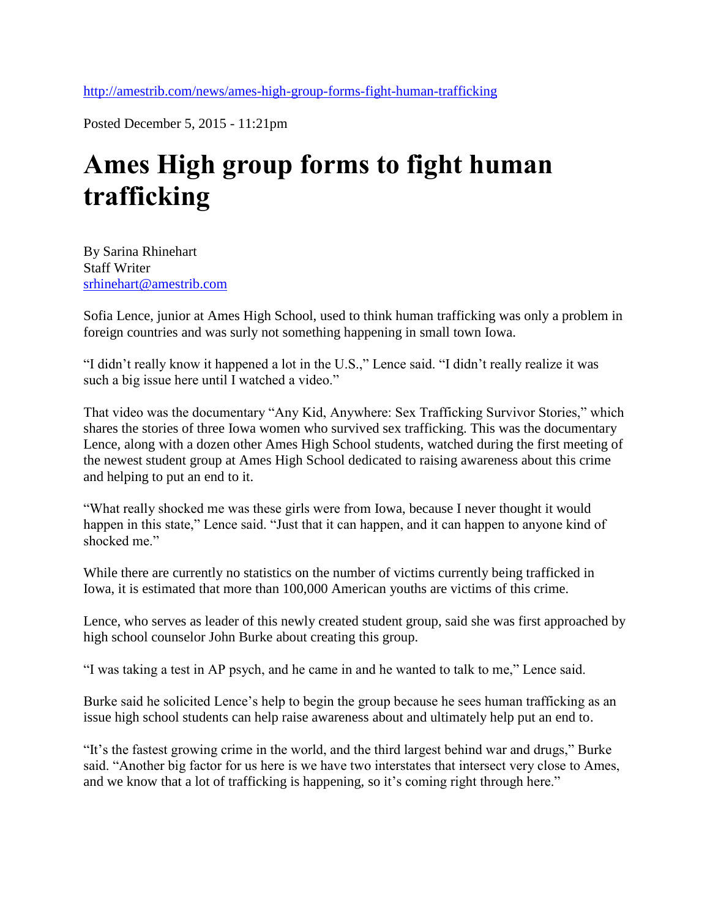http://amestrib.com/news/ames-high-group-forms-fight-human-trafficking

Posted December 5, 2015 - 11:21pm

# Ames High group forms to fight human trafficking

By Sarina Rhinehart
Staff Writer
srhinehart@amestrib.com

Sofia Lence, junior at Ames High School, used to think human trafficking was only a problem in foreign countries and was surly not something happening in small town Iowa.

"I didn't really know it happened a lot in the U.S.," Lence said. "I didn't really realize it was such a big issue here until I watched a video."

That video was the documentary "Any Kid, Anywhere: Sex Trafficking Survivor Stories," which shares the stories of three Iowa women who survived sex trafficking. This was the documentary Lence, along with a dozen other Ames High School students, watched during the first meeting of the newest student group at Ames High School dedicated to raising awareness about this crime and helping to put an end to it.

"What really shocked me was these girls were from Iowa, because I never thought it would happen in this state," Lence said. "Just that it can happen, and it can happen to anyone kind of shocked me."

While there are currently no statistics on the number of victims currently being trafficked in Iowa, it is estimated that more than 100,000 American youths are victims of this crime.

Lence, who serves as leader of this newly created student group, said she was first approached by high school counselor John Burke about creating this group.

"I was taking a test in AP psych, and he came in and he wanted to talk to me," Lence said.

Burke said he solicited Lence's help to begin the group because he sees human trafficking as an issue high school students can help raise awareness about and ultimately help put an end to.

"It's the fastest growing crime in the world, and the third largest behind war and drugs," Burke said. "Another big factor for us here is we have two interstates that intersect very close to Ames, and we know that a lot of trafficking is happening, so it's coming right through here."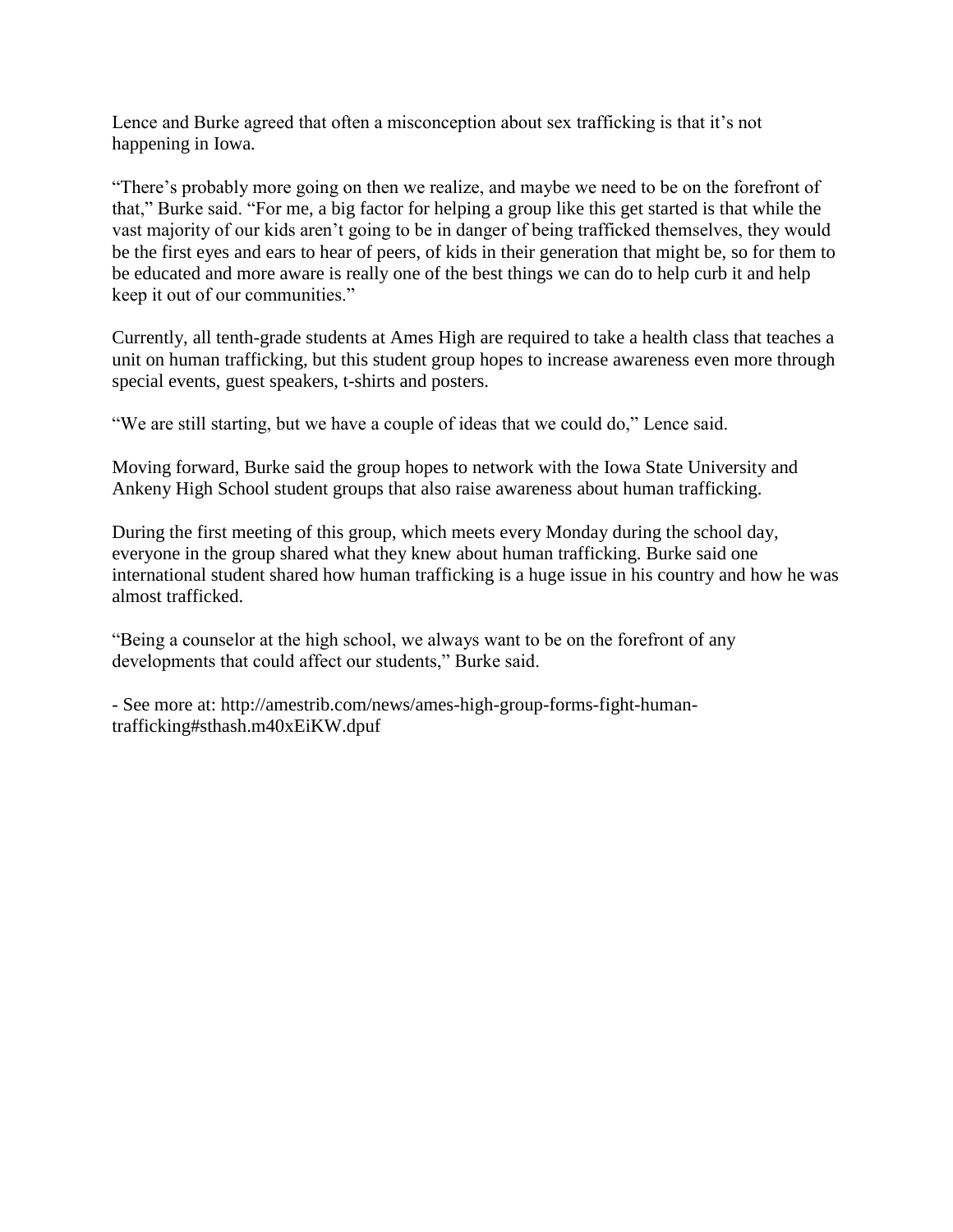Lence and Burke agreed that often a misconception about sex trafficking is that it's not happening in Iowa.

"There's probably more going on then we realize, and maybe we need to be on the forefront of that," Burke said. "For me, a big factor for helping a group like this get started is that while the vast majority of our kids aren't going to be in danger of being trafficked themselves, they would be the first eyes and ears to hear of peers, of kids in their generation that might be, so for them to be educated and more aware is really one of the best things we can do to help curb it and help keep it out of our communities."

Currently, all tenth-grade students at Ames High are required to take a health class that teaches a unit on human trafficking, but this student group hopes to increase awareness even more through special events, guest speakers, t-shirts and posters.

"We are still starting, but we have a couple of ideas that we could do," Lence said.

Moving forward, Burke said the group hopes to network with the Iowa State University and Ankeny High School student groups that also raise awareness about human trafficking.

During the first meeting of this group, which meets every Monday during the school day, everyone in the group shared what they knew about human trafficking. Burke said one international student shared how human trafficking is a huge issue in his country and how he was almost trafficked.

"Being a counselor at the high school, we always want to be on the forefront of any developments that could affect our students," Burke said.

- See more at: http://amestrib.com/news/ames-high-group-forms-fight-human-trafficking#sthash.m40xEiKW.dpuf